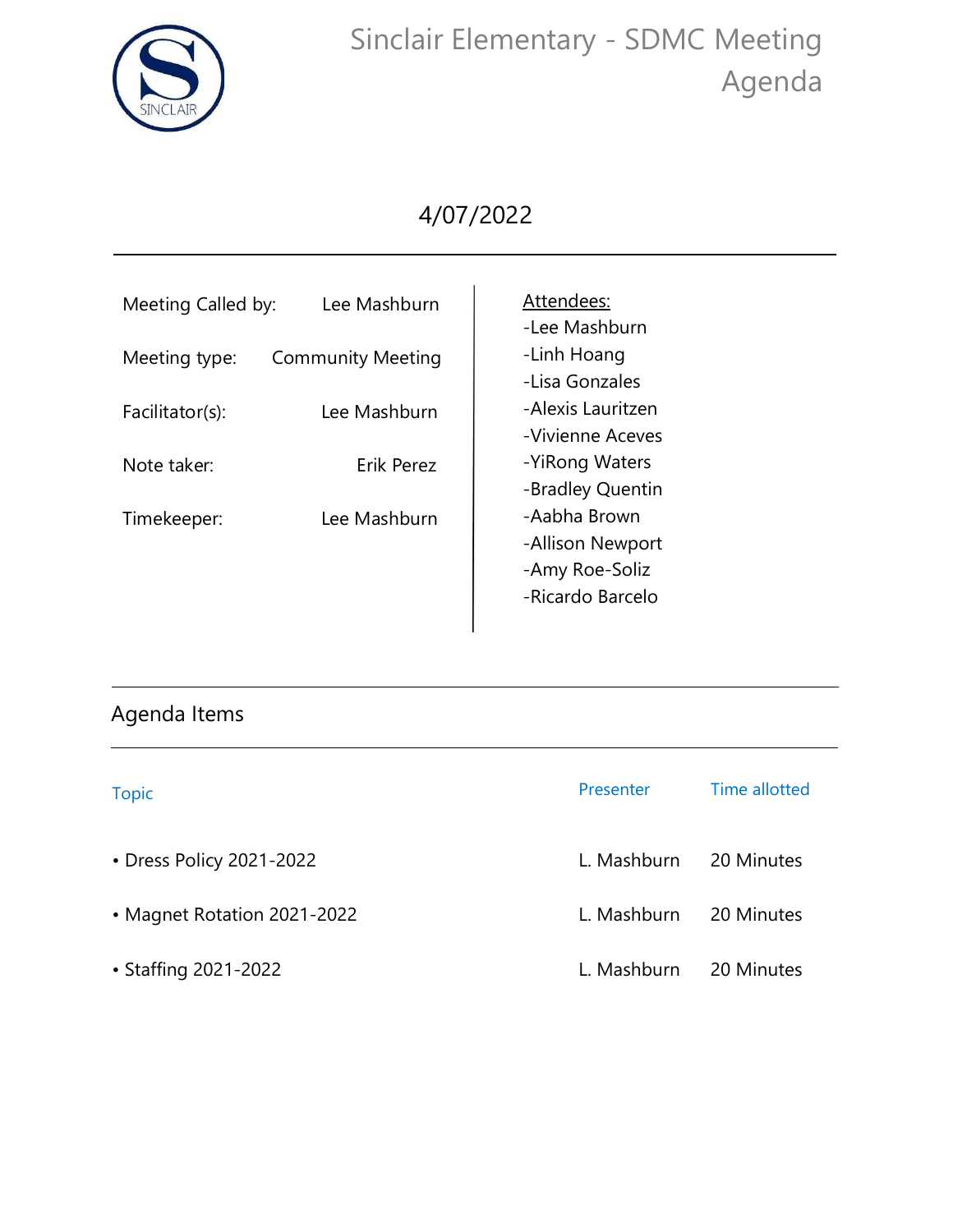# Sinclair Elementary - SDMC Meeting Agenda

4/07/2022

| | |
|---|---|
| Meeting Called by: | Lee Mashburn |
| Meeting type: | Community Meeting |
| Facilitator(s): | Lee Mashburn |
| Note taker: | Erik Perez |
| Timekeeper: | Lee Mashburn |

Attendees:
- -Lee Mashburn
- -Linh Hoang
- -Lisa Gonzales
- -Alexis Lauritzen
- -Vivienne Aceves
- -YiRong Waters
- -Bradley Quentin
- -Aabha Brown
- -Allison Newport
- -Amy Roe-Soliz
- -Ricardo Barcelo

## Agenda Items

| Topic | Presenter | Time allotted |
|---|---|---|
| • Dress Policy 2021-2022 | L. Mashburn | 20 Minutes |
| • Magnet Rotation 2021-2022 | L. Mashburn | 20 Minutes |
| • Staffing 2021-2022 | L. Mashburn | 20 Minutes |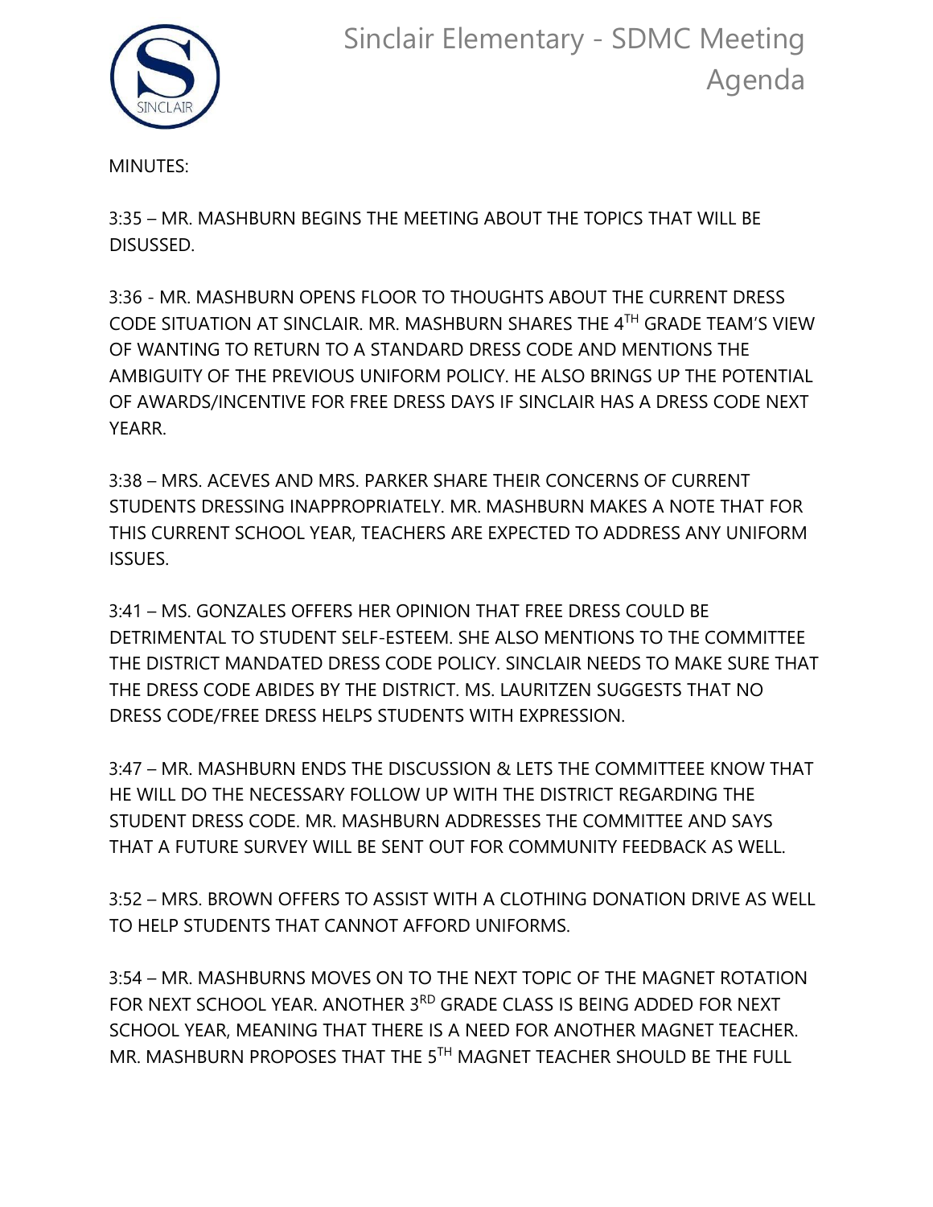MINUTES:

3:35 – MR. MASHBURN BEGINS THE MEETING ABOUT THE TOPICS THAT WILL BE DISUSSED.

3:36 - MR. MASHBURN OPENS FLOOR TO THOUGHTS ABOUT THE CURRENT DRESS CODE SITUATION AT SINCLAIR. MR. MASHBURN SHARES THE 4TH GRADE TEAM'S VIEW OF WANTING TO RETURN TO A STANDARD DRESS CODE AND MENTIONS THE AMBIGUITY OF THE PREVIOUS UNIFORM POLICY. HE ALSO BRINGS UP THE POTENTIAL OF AWARDS/INCENTIVE FOR FREE DRESS DAYS IF SINCLAIR HAS A DRESS CODE NEXT YEARR.

3:38 – MRS. ACEVES AND MRS. PARKER SHARE THEIR CONCERNS OF CURRENT STUDENTS DRESSING INAPPROPRIATELY. MR. MASHBURN MAKES A NOTE THAT FOR THIS CURRENT SCHOOL YEAR, TEACHERS ARE EXPECTED TO ADDRESS ANY UNIFORM ISSUES.

3:41 – MS. GONZALES OFFERS HER OPINION THAT FREE DRESS COULD BE DETRIMENTAL TO STUDENT SELF-ESTEEM. SHE ALSO MENTIONS TO THE COMMITTEE THE DISTRICT MANDATED DRESS CODE POLICY. SINCLAIR NEEDS TO MAKE SURE THAT THE DRESS CODE ABIDES BY THE DISTRICT. MS. LAURITZEN SUGGESTS THAT NO DRESS CODE/FREE DRESS HELPS STUDENTS WITH EXPRESSION.

3:47 – MR. MASHBURN ENDS THE DISCUSSION & LETS THE COMMITTEEE KNOW THAT HE WILL DO THE NECESSARY FOLLOW UP WITH THE DISTRICT REGARDING THE STUDENT DRESS CODE. MR. MASHBURN ADDRESSES THE COMMITTEE AND SAYS THAT A FUTURE SURVEY WILL BE SENT OUT FOR COMMUNITY FEEDBACK AS WELL.

3:52 – MRS. BROWN OFFERS TO ASSIST WITH A CLOTHING DONATION DRIVE AS WELL TO HELP STUDENTS THAT CANNOT AFFORD UNIFORMS.

3:54 – MR. MASHBURNS MOVES ON TO THE NEXT TOPIC OF THE MAGNET ROTATION FOR NEXT SCHOOL YEAR. ANOTHER 3RD GRADE CLASS IS BEING ADDED FOR NEXT SCHOOL YEAR, MEANING THAT THERE IS A NEED FOR ANOTHER MAGNET TEACHER. MR. MASHBURN PROPOSES THAT THE 5TH MAGNET TEACHER SHOULD BE THE FULL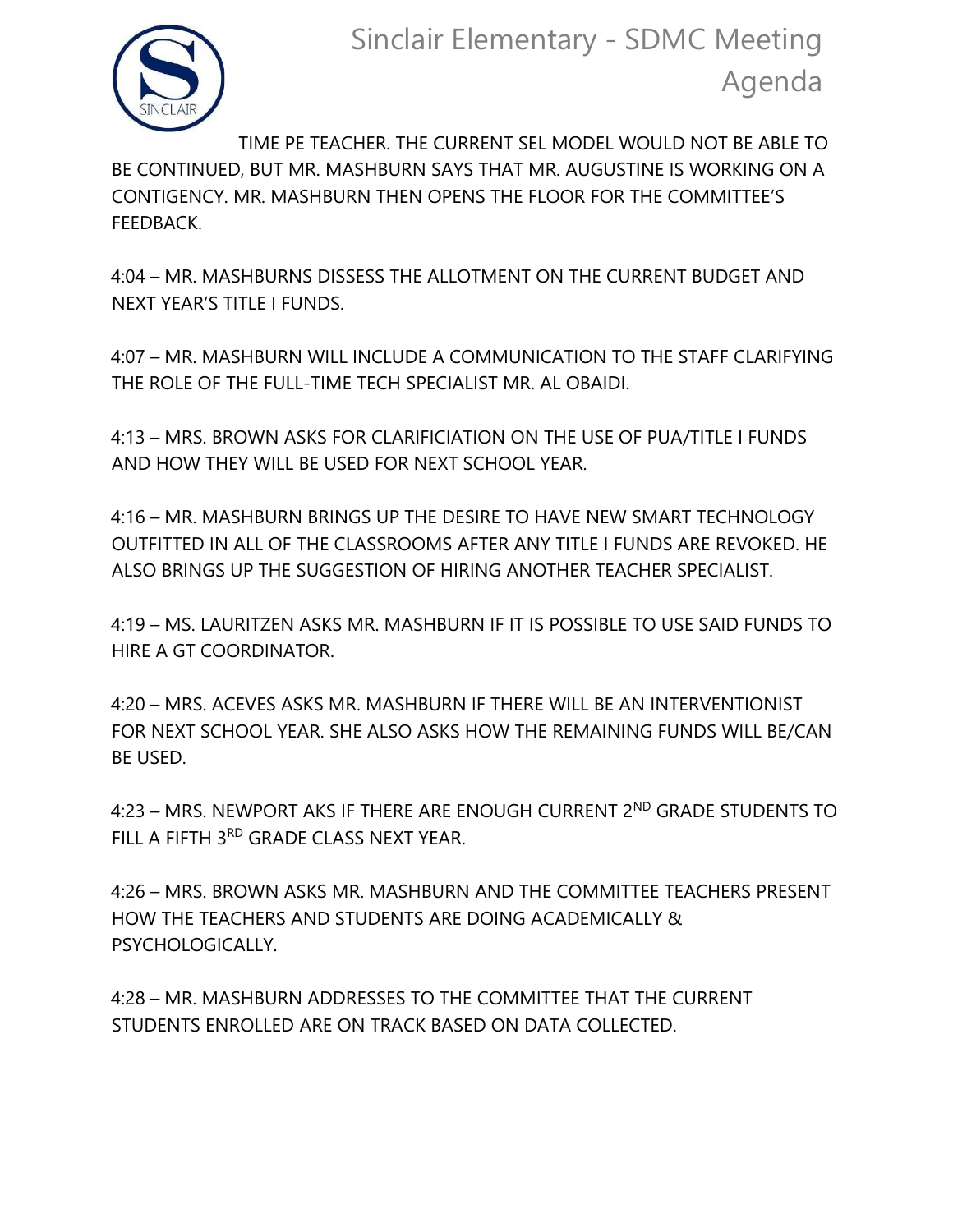TIME PE TEACHER. THE CURRENT SEL MODEL WOULD NOT BE ABLE TO BE CONTINUED, BUT MR. MASHBURN SAYS THAT MR. AUGUSTINE IS WORKING ON A CONTIGENCY. MR. MASHBURN THEN OPENS THE FLOOR FOR THE COMMITTEE'S FEEDBACK.

4:04 – MR. MASHBURNS DISSESS THE ALLOTMENT ON THE CURRENT BUDGET AND NEXT YEAR'S TITLE I FUNDS.

4:07 – MR. MASHBURN WILL INCLUDE A COMMUNICATION TO THE STAFF CLARIFYING THE ROLE OF THE FULL-TIME TECH SPECIALIST MR. AL OBAIDI.

4:13 – MRS. BROWN ASKS FOR CLARIFICIATION ON THE USE OF PUA/TITLE I FUNDS AND HOW THEY WILL BE USED FOR NEXT SCHOOL YEAR.

4:16 – MR. MASHBURN BRINGS UP THE DESIRE TO HAVE NEW SMART TECHNOLOGY OUTFITTED IN ALL OF THE CLASSROOMS AFTER ANY TITLE I FUNDS ARE REVOKED. HE ALSO BRINGS UP THE SUGGESTION OF HIRING ANOTHER TEACHER SPECIALIST.

4:19 – MS. LAURITZEN ASKS MR. MASHBURN IF IT IS POSSIBLE TO USE SAID FUNDS TO HIRE A GT COORDINATOR.

4:20 – MRS. ACEVES ASKS MR. MASHBURN IF THERE WILL BE AN INTERVENTIONIST FOR NEXT SCHOOL YEAR. SHE ALSO ASKS HOW THE REMAINING FUNDS WILL BE/CAN BE USED.

4:23 – MRS. NEWPORT AKS IF THERE ARE ENOUGH CURRENT 2ND GRADE STUDENTS TO FILL A FIFTH 3RD GRADE CLASS NEXT YEAR.

4:26 – MRS. BROWN ASKS MR. MASHBURN AND THE COMMITTEE TEACHERS PRESENT HOW THE TEACHERS AND STUDENTS ARE DOING ACADEMICALLY & PSYCHOLOGICALLY.

4:28 – MR. MASHBURN ADDRESSES TO THE COMMITTEE THAT THE CURRENT STUDENTS ENROLLED ARE ON TRACK BASED ON DATA COLLECTED.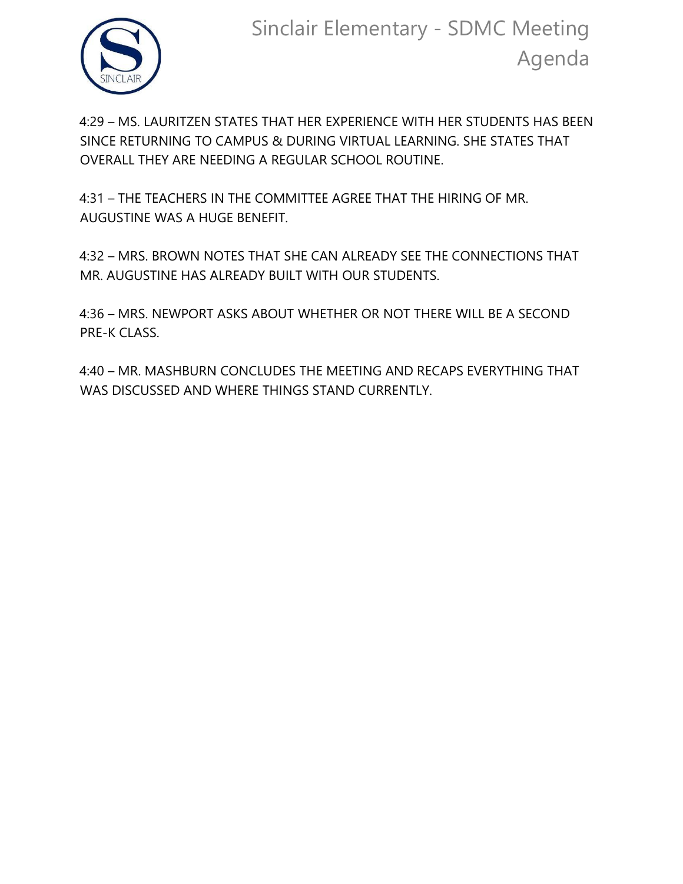4:29 – MS. LAURITZEN STATES THAT HER EXPERIENCE WITH HER STUDENTS HAS BEEN SINCE RETURNING TO CAMPUS & DURING VIRTUAL LEARNING. SHE STATES THAT OVERALL THEY ARE NEEDING A REGULAR SCHOOL ROUTINE.

4:31 – THE TEACHERS IN THE COMMITTEE AGREE THAT THE HIRING OF MR. AUGUSTINE WAS A HUGE BENEFIT.

4:32 – MRS. BROWN NOTES THAT SHE CAN ALREADY SEE THE CONNECTIONS THAT MR. AUGUSTINE HAS ALREADY BUILT WITH OUR STUDENTS.

4:36 – MRS. NEWPORT ASKS ABOUT WHETHER OR NOT THERE WILL BE A SECOND PRE-K CLASS.

4:40 – MR. MASHBURN CONCLUDES THE MEETING AND RECAPS EVERYTHING THAT WAS DISCUSSED AND WHERE THINGS STAND CURRENTLY.